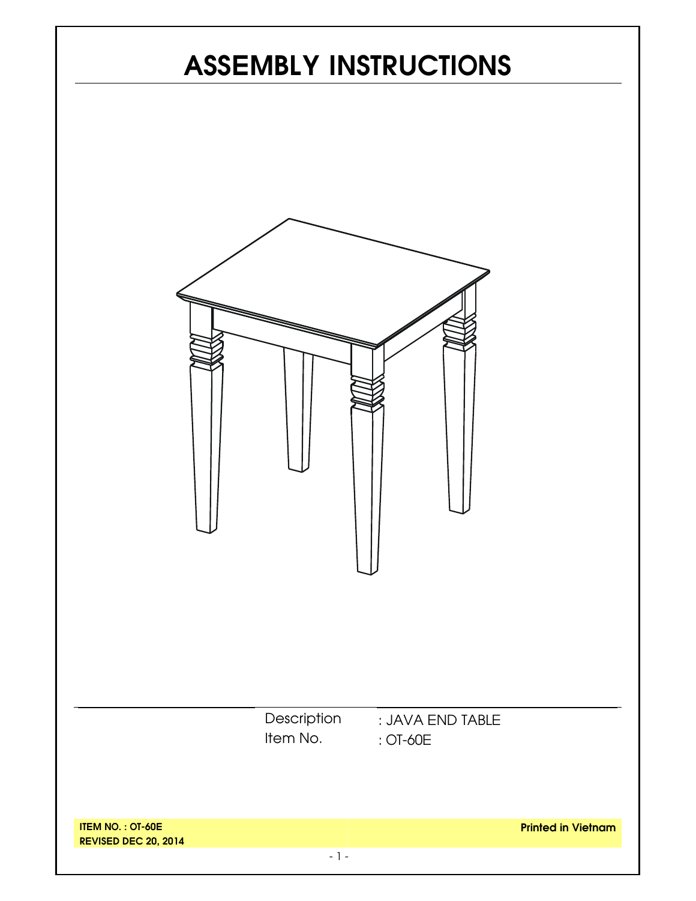# ASSEMBLY INSTRUCTIONS

Description : JAVA END TABLE

Item No. : OT-60E

**ITEM NO. : OT-60E**

**REVISED DEC 20, 2014**

**Printed in Vietnam**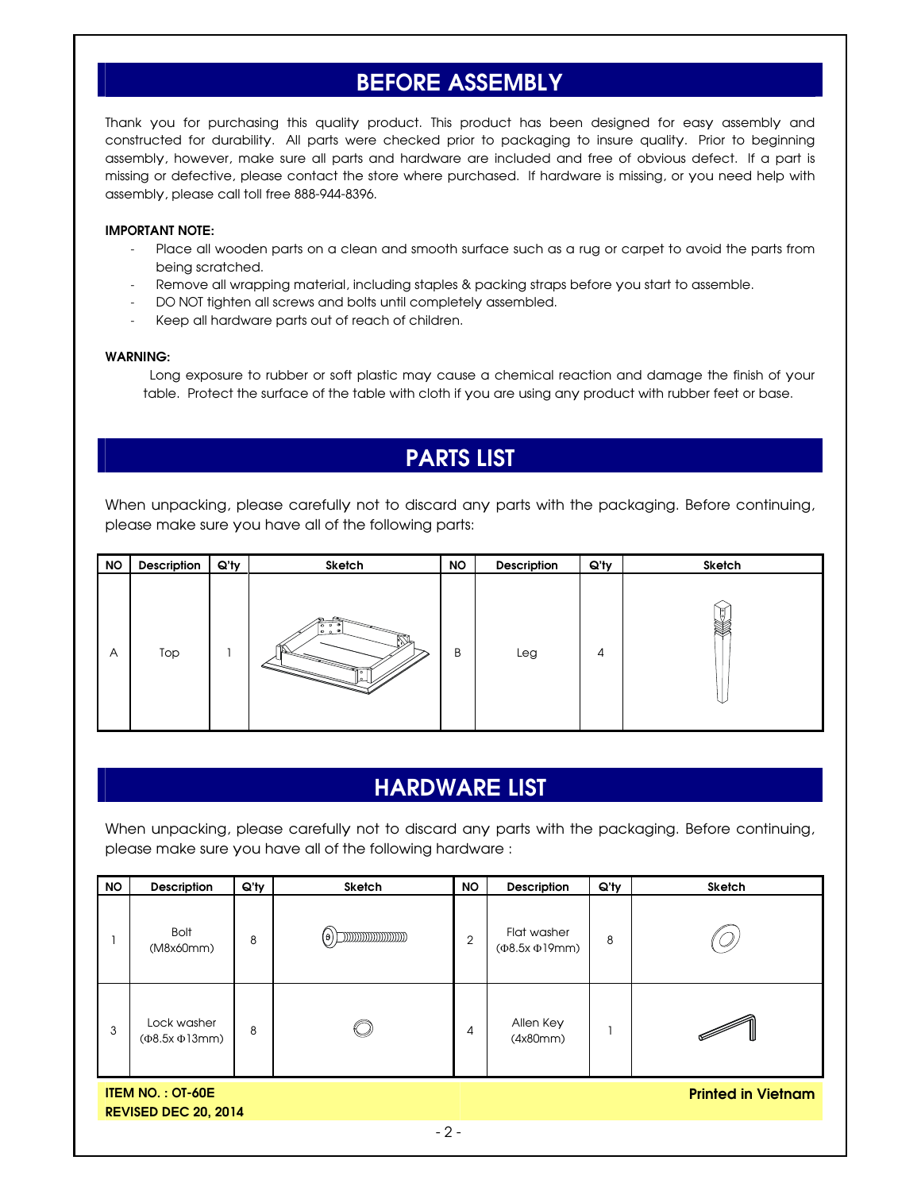## BEFORE ASSEMBLY

Thank you for purchasing this quality product. This product has been designed for easy assembly and constructed for durability. All parts were checked prior to packaging to insure quality. Prior to beginning assembly, however, make sure all parts and hardware are included and free of obvious defect. If a part is missing or defective, please contact the store where purchased. If hardware is missing, or you need help with assembly, please call toll free 888-944-8396.

**IMPORTANT NOTE:**

- Place all wooden parts on a clean and smooth surface such as a rug or carpet to avoid the parts from being scratched.
- Remove all wrapping material, including staples & packing straps before you start to assemble.
- DO NOT tighten all screws and bolts until completely assembled.
- Keep all hardware parts out of reach of children.

**WARNING:**

Long exposure to rubber or soft plastic may cause a chemical reaction and damage the finish of your table. Protect the surface of the table with cloth if you are using any product with rubber feet or base.

## PARTS LIST

When unpacking, please carefully not to discard any parts with the packaging. Before continuing, please make sure you have all of the following parts:

| NO | Description | Q'ty | Sketch | NO | Description | Q'ty | Sketch |
|---|---|---|---|---|---|---|---|
| A | Top | 1 | | B | Leg | 4 | |

## HARDWARE LIST

When unpacking, please carefully not to discard any parts with the packaging. Before continuing, please make sure you have all of the following hardware :

| NO | Description | Q'ty | Sketch | NO | Description | Q'ty | Sketch |
|---|---|---|---|---|---|---|---|
| 1 | Bolt (M8x60mm) | 8 | | 2 | Flat washer (Φ8.5x Φ19mm) | 8 | |
| 3 | Lock washer (Φ8.5x Φ13mm) | 8 | | 4 | Allen Key (4x80mm) | 1 | |

**ITEM NO. : OT-60E**
**REVISED DEC 20, 2014**

**Printed in Vietnam**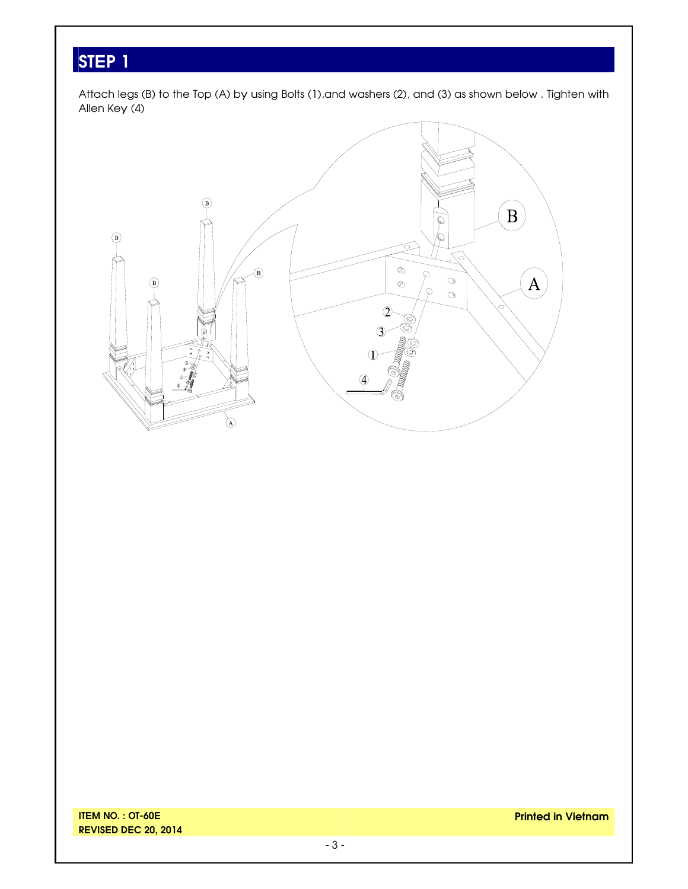# STEP 1

Attach legs (B) to the Top (A) by using Bolts (1),and washers (2), and (3) as shown below . Tighten with Allen Key (4)

B

B

B

B

A

B

A

2

3

1

4

**ITEM NO. : OT-60E**
**REVISED DEC 20, 2014**

**Printed in Vietnam**